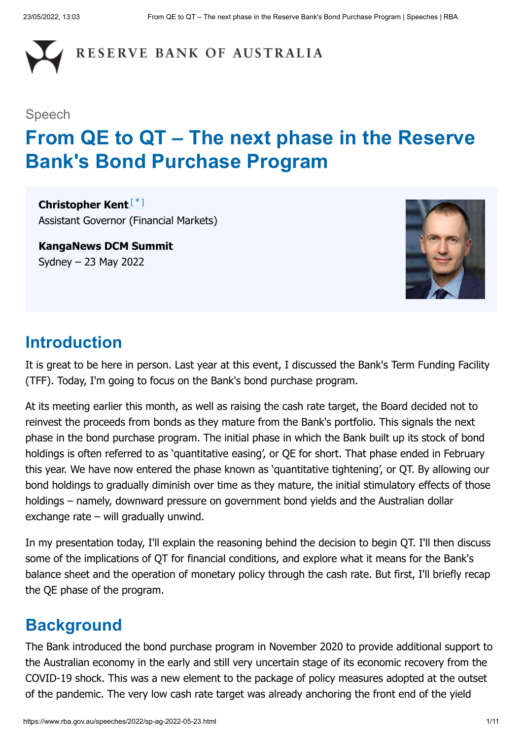RESERVE BANK OF AUSTRALIA

Speech

# From QE to QT – The next phase in the Reserve Bank's Bond Purchase Program

**Christopher Kent** [*]
Assistant Governor (Financial Markets)

**KangaNews DCM Summit**
Sydney – 23 May 2022

## Introduction

It is great to be here in person. Last year at this event, I discussed the Bank's Term Funding Facility (TFF). Today, I'm going to focus on the Bank's bond purchase program.

At its meeting earlier this month, as well as raising the cash rate target, the Board decided not to reinvest the proceeds from bonds as they mature from the Bank's portfolio. This signals the next phase in the bond purchase program. The initial phase in which the Bank built up its stock of bond holdings is often referred to as 'quantitative easing', or QE for short. That phase ended in February this year. We have now entered the phase known as 'quantitative tightening', or QT. By allowing our bond holdings to gradually diminish over time as they mature, the initial stimulatory effects of those holdings – namely, downward pressure on government bond yields and the Australian dollar exchange rate – will gradually unwind.

In my presentation today, I'll explain the reasoning behind the decision to begin QT. I'll then discuss some of the implications of QT for financial conditions, and explore what it means for the Bank's balance sheet and the operation of monetary policy through the cash rate. But first, I'll briefly recap the QE phase of the program.

## Background

The Bank introduced the bond purchase program in November 2020 to provide additional support to the Australian economy in the early and still very uncertain stage of its economic recovery from the COVID-19 shock. This was a new element to the package of policy measures adopted at the outset of the pandemic. The very low cash rate target was already anchoring the front end of the yield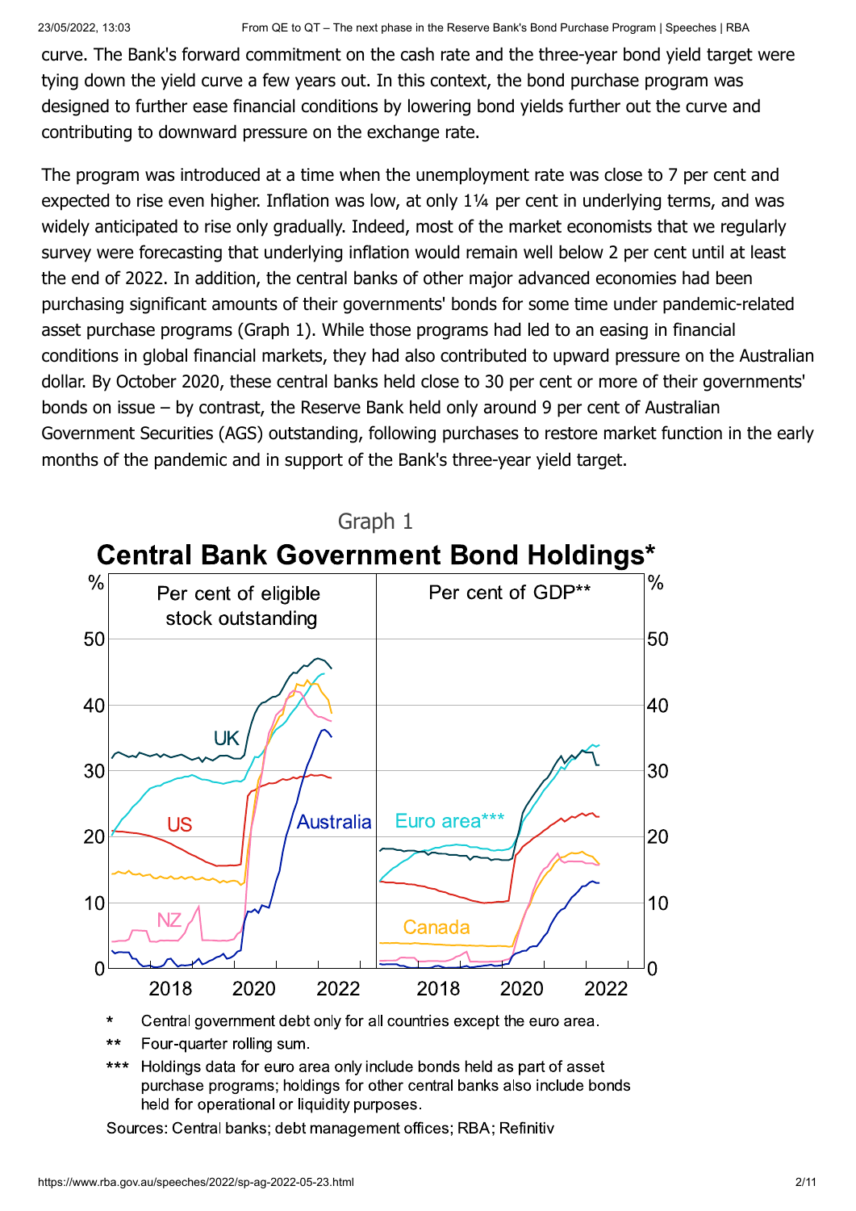curve. The Bank's forward commitment on the cash rate and the three-year bond yield target were tying down the yield curve a few years out. In this context, the bond purchase program was designed to further ease financial conditions by lowering bond yields further out the curve and contributing to downward pressure on the exchange rate.

The program was introduced at a time when the unemployment rate was close to 7 per cent and expected to rise even higher. Inflation was low, at only 1¼ per cent in underlying terms, and was widely anticipated to rise only gradually. Indeed, most of the market economists that we regularly survey were forecasting that underlying inflation would remain well below 2 per cent until at least the end of 2022. In addition, the central banks of other major advanced economies had been purchasing significant amounts of their governments' bonds for some time under pandemic-related asset purchase programs (Graph 1). While those programs had led to an easing in financial conditions in global financial markets, they had also contributed to upward pressure on the Australian dollar. By October 2020, these central banks held close to 30 per cent or more of their governments' bonds on issue – by contrast, the Reserve Bank held only around 9 per cent of Australian Government Securities (AGS) outstanding, following purchases to restore market function in the early months of the pandemic and in support of the Bank's three-year yield target.

Graph 1

**Central Bank Government Bond Holdings***

\* Central government debt only for all countries except the euro area.

\*\* Four-quarter rolling sum.

\*\*\* Holdings data for euro area only include bonds held as part of asset purchase programs; holdings for other central banks also include bonds held for operational or liquidity purposes.

Sources: Central banks; debt management offices; RBA; Refinitiv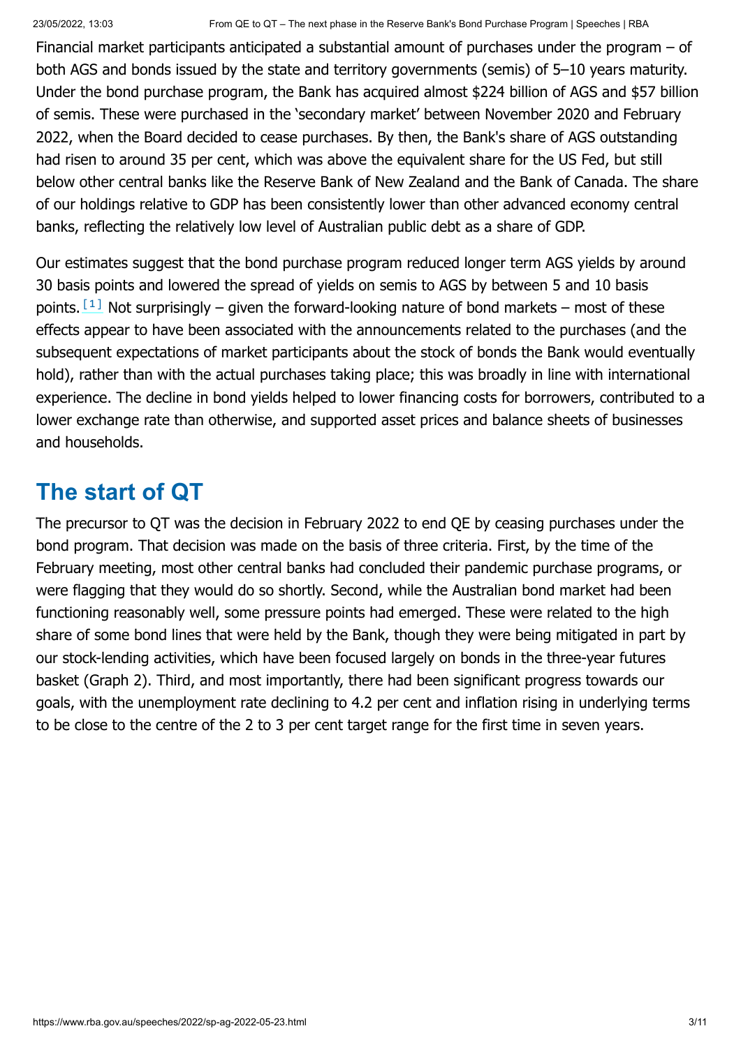Financial market participants anticipated a substantial amount of purchases under the program – of both AGS and bonds issued by the state and territory governments (semis) of 5–10 years maturity. Under the bond purchase program, the Bank has acquired almost $224 billion of AGS and $57 billion of semis. These were purchased in the 'secondary market' between November 2020 and February 2022, when the Board decided to cease purchases. By then, the Bank's share of AGS outstanding had risen to around 35 per cent, which was above the equivalent share for the US Fed, but still below other central banks like the Reserve Bank of New Zealand and the Bank of Canada. The share of our holdings relative to GDP has been consistently lower than other advanced economy central banks, reflecting the relatively low level of Australian public debt as a share of GDP.

Our estimates suggest that the bond purchase program reduced longer term AGS yields by around 30 basis points and lowered the spread of yields on semis to AGS by between 5 and 10 basis points.[1] Not surprisingly – given the forward-looking nature of bond markets – most of these effects appear to have been associated with the announcements related to the purchases (and the subsequent expectations of market participants about the stock of bonds the Bank would eventually hold), rather than with the actual purchases taking place; this was broadly in line with international experience. The decline in bond yields helped to lower financing costs for borrowers, contributed to a lower exchange rate than otherwise, and supported asset prices and balance sheets of businesses and households.

## The start of QT

The precursor to QT was the decision in February 2022 to end QE by ceasing purchases under the bond program. That decision was made on the basis of three criteria. First, by the time of the February meeting, most other central banks had concluded their pandemic purchase programs, or were flagging that they would do so shortly. Second, while the Australian bond market had been functioning reasonably well, some pressure points had emerged. These were related to the high share of some bond lines that were held by the Bank, though they were being mitigated in part by our stock-lending activities, which have been focused largely on bonds in the three-year futures basket (Graph 2). Third, and most importantly, there had been significant progress towards our goals, with the unemployment rate declining to 4.2 per cent and inflation rising in underlying terms to be close to the centre of the 2 to 3 per cent target range for the first time in seven years.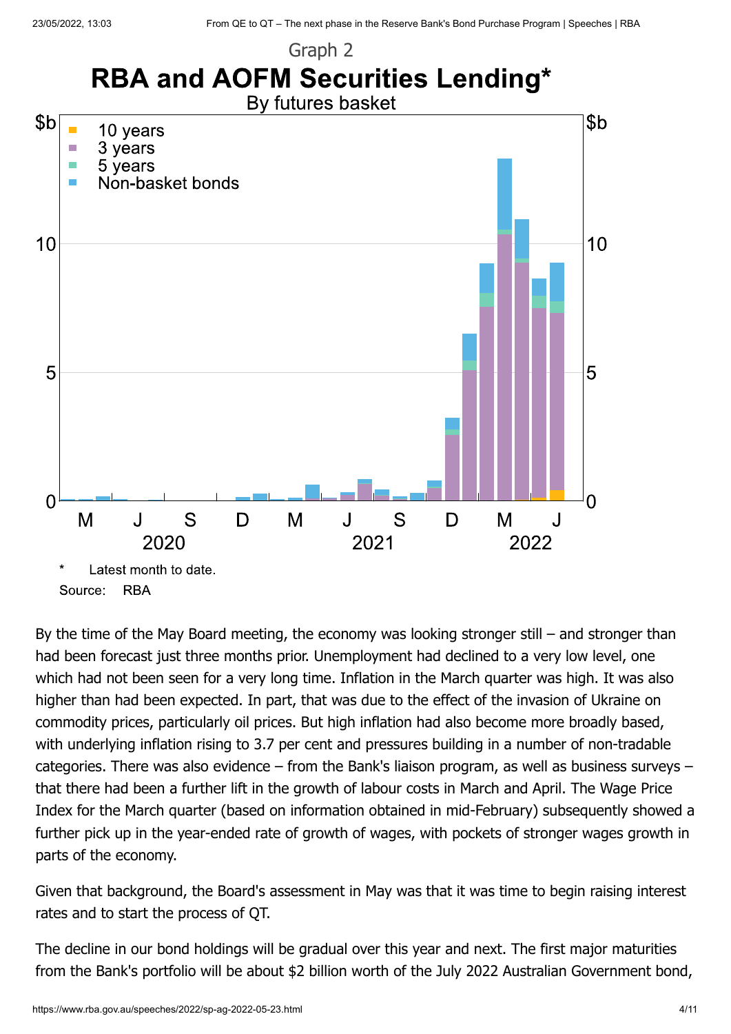Graph 2

**RBA and AOFM Securities Lending***

By futures basket

\* Latest month to date.

Source: RBA

By the time of the May Board meeting, the economy was looking stronger still – and stronger than had been forecast just three months prior. Unemployment had declined to a very low level, one which had not been seen for a very long time. Inflation in the March quarter was high. It was also higher than had been expected. In part, that was due to the effect of the invasion of Ukraine on commodity prices, particularly oil prices. But high inflation had also become more broadly based, with underlying inflation rising to 3.7 per cent and pressures building in a number of non-tradable categories. There was also evidence – from the Bank's liaison program, as well as business surveys – that there had been a further lift in the growth of labour costs in March and April. The Wage Price Index for the March quarter (based on information obtained in mid-February) subsequently showed a further pick up in the year-ended rate of growth of wages, with pockets of stronger wages growth in parts of the economy.

Given that background, the Board's assessment in May was that it was time to begin raising interest rates and to start the process of QT.

The decline in our bond holdings will be gradual over this year and next. The first major maturities from the Bank's portfolio will be about $2 billion worth of the July 2022 Australian Government bond,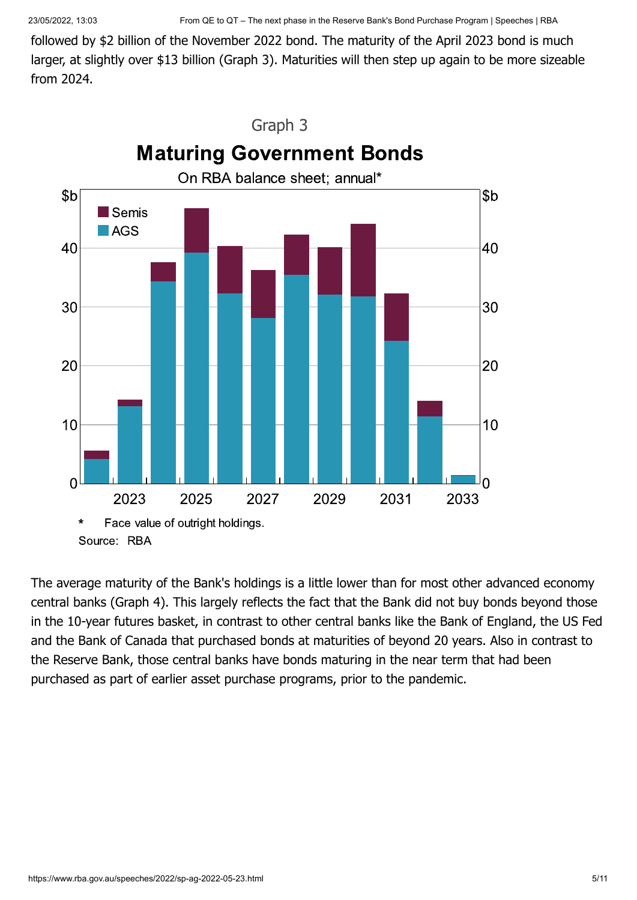followed by $2 billion of the November 2022 bond. The maturity of the April 2023 bond is much larger, at slightly over $13 billion (Graph 3). Maturities will then step up again to be more sizeable from 2024.

Graph 3

**Maturing Government Bonds**

On RBA balance sheet; annual*

\* Face value of outright holdings.

Source: RBA

The average maturity of the Bank's holdings is a little lower than for most other advanced economy central banks (Graph 4). This largely reflects the fact that the Bank did not buy bonds beyond those in the 10-year futures basket, in contrast to other central banks like the Bank of England, the US Fed and the Bank of Canada that purchased bonds at maturities of beyond 20 years. Also in contrast to the Reserve Bank, those central banks have bonds maturing in the near term that had been purchased as part of earlier asset purchase programs, prior to the pandemic.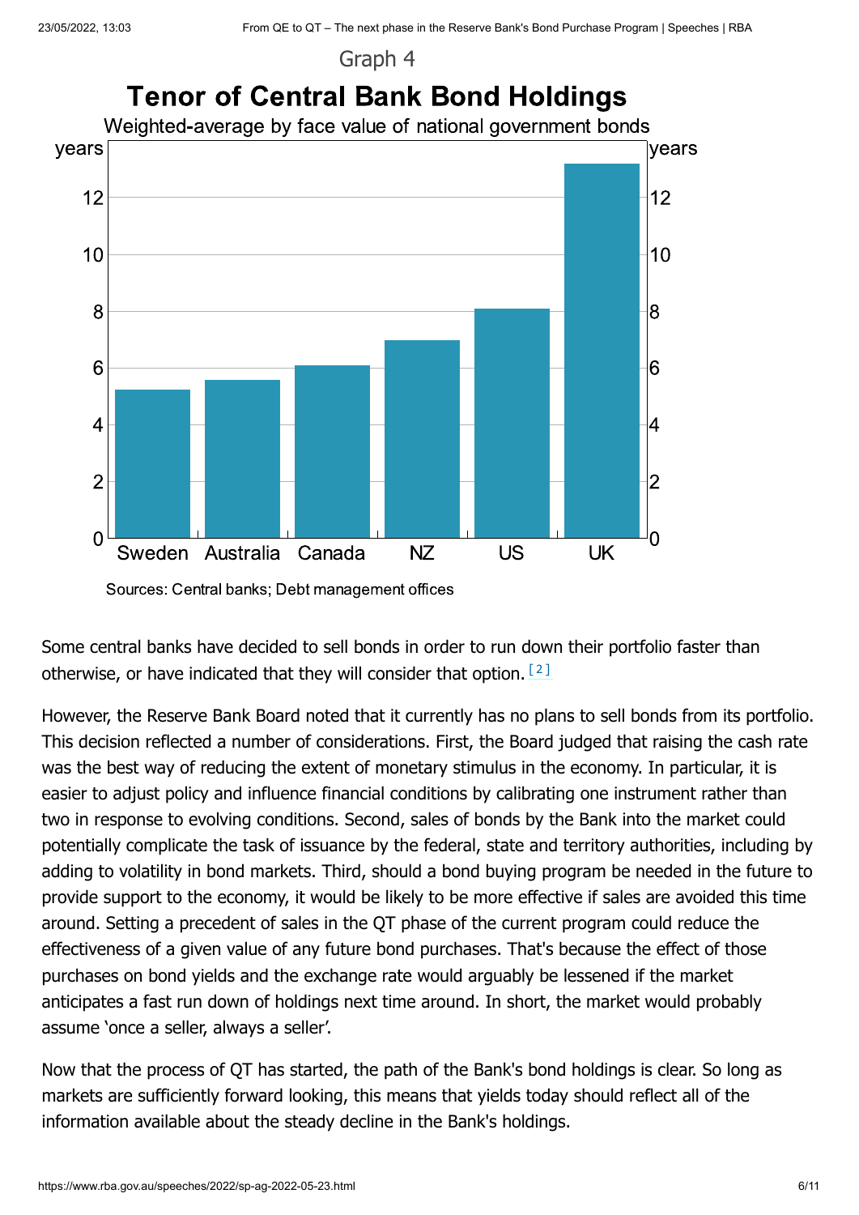Graph 4

**Tenor of Central Bank Bond Holdings**

Weighted-average by face value of national government bonds

| Country | Years (approx.) |
| --- | --- |
| Sweden | 5.2 |
| Australia | 5.6 |
| Canada | 6.1 |
| NZ | 7.0 |
| US | 8.1 |
| UK | 13.2 |

Sources: Central banks; Debt management offices

Some central banks have decided to sell bonds in order to run down their portfolio faster than otherwise, or have indicated that they will consider that option. [2]

However, the Reserve Bank Board noted that it currently has no plans to sell bonds from its portfolio. This decision reflected a number of considerations. First, the Board judged that raising the cash rate was the best way of reducing the extent of monetary stimulus in the economy. In particular, it is easier to adjust policy and influence financial conditions by calibrating one instrument rather than two in response to evolving conditions. Second, sales of bonds by the Bank into the market could potentially complicate the task of issuance by the federal, state and territory authorities, including by adding to volatility in bond markets. Third, should a bond buying program be needed in the future to provide support to the economy, it would be likely to be more effective if sales are avoided this time around. Setting a precedent of sales in the QT phase of the current program could reduce the effectiveness of a given value of any future bond purchases. That's because the effect of those purchases on bond yields and the exchange rate would arguably be lessened if the market anticipates a fast run down of holdings next time around. In short, the market would probably assume 'once a seller, always a seller'.

Now that the process of QT has started, the path of the Bank's bond holdings is clear. So long as markets are sufficiently forward looking, this means that yields today should reflect all of the information available about the steady decline in the Bank's holdings.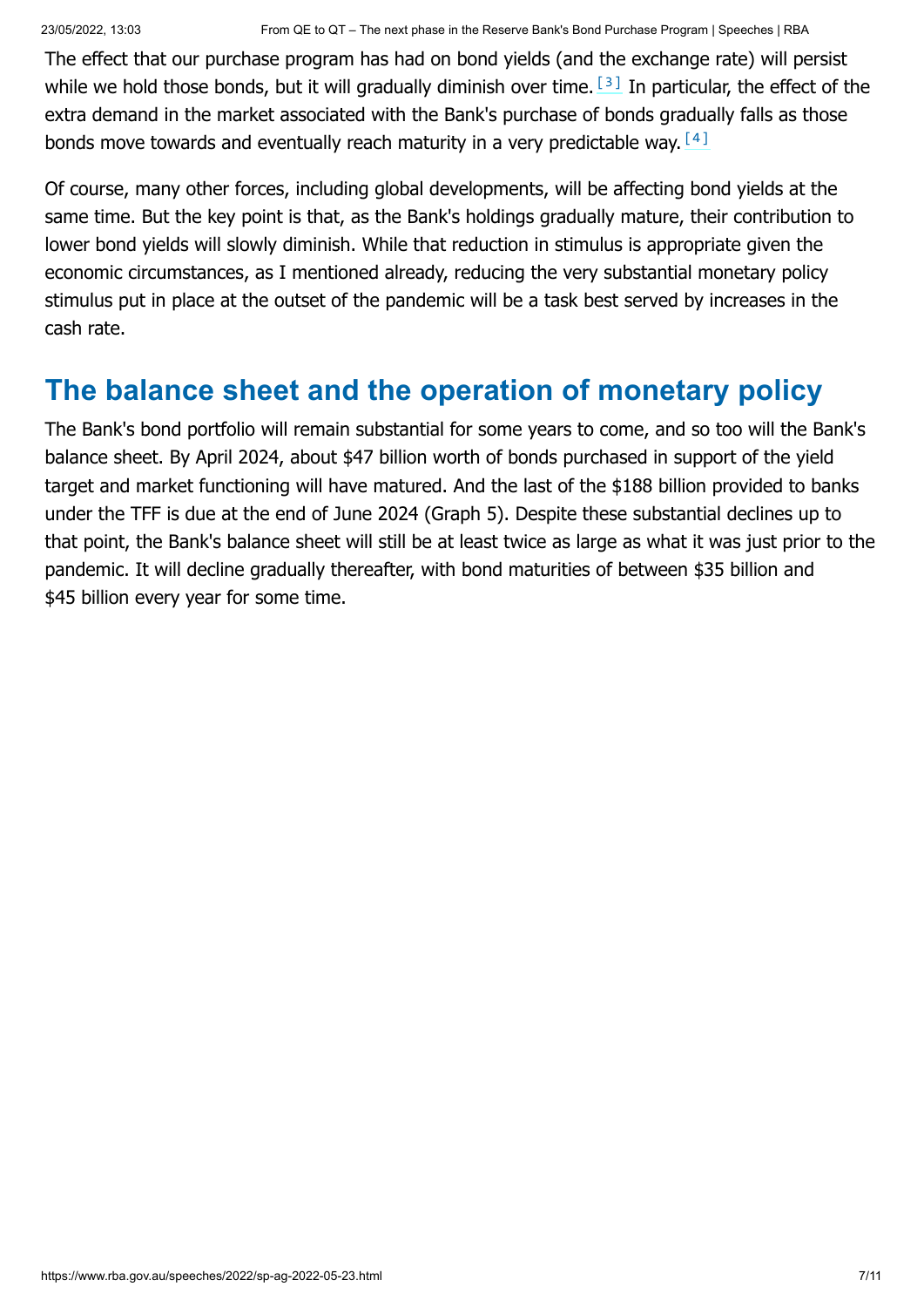The effect that our purchase program has had on bond yields (and the exchange rate) will persist while we hold those bonds, but it will gradually diminish over time. [3] In particular, the effect of the extra demand in the market associated with the Bank's purchase of bonds gradually falls as those bonds move towards and eventually reach maturity in a very predictable way. [4]

Of course, many other forces, including global developments, will be affecting bond yields at the same time. But the key point is that, as the Bank's holdings gradually mature, their contribution to lower bond yields will slowly diminish. While that reduction in stimulus is appropriate given the economic circumstances, as I mentioned already, reducing the very substantial monetary policy stimulus put in place at the outset of the pandemic will be a task best served by increases in the cash rate.

## The balance sheet and the operation of monetary policy

The Bank's bond portfolio will remain substantial for some years to come, and so too will the Bank's balance sheet. By April 2024, about $47 billion worth of bonds purchased in support of the yield target and market functioning will have matured. And the last of the $188 billion provided to banks under the TFF is due at the end of June 2024 (Graph 5). Despite these substantial declines up to that point, the Bank's balance sheet will still be at least twice as large as what it was just prior to the pandemic. It will decline gradually thereafter, with bond maturities of between $35 billion and $45 billion every year for some time.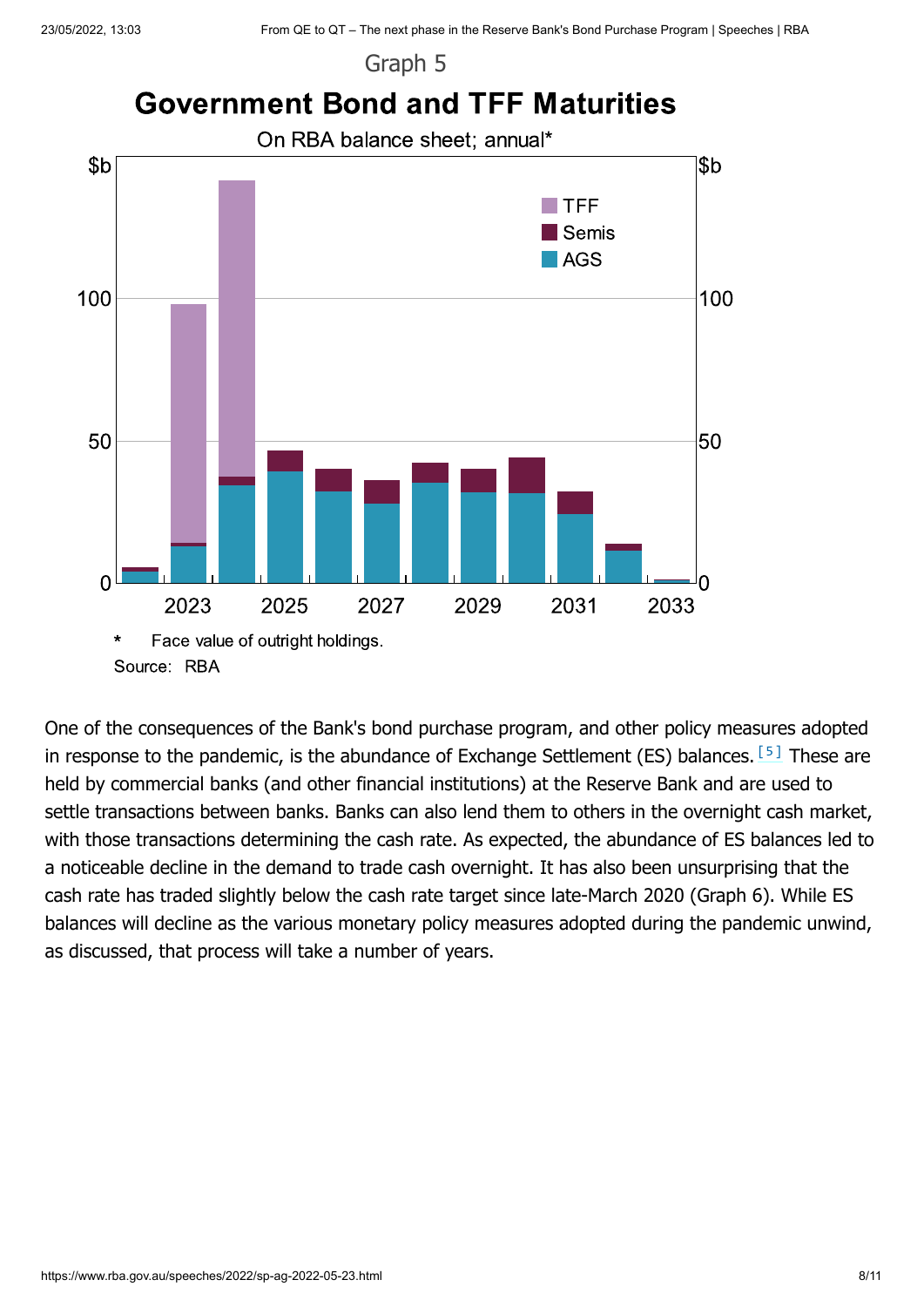Graph 5

**Government Bond and TFF Maturities**

On RBA balance sheet; annual*

\* Face value of outright holdings.

Source: RBA

One of the consequences of the Bank's bond purchase program, and other policy measures adopted in response to the pandemic, is the abundance of Exchange Settlement (ES) balances.[5] These are held by commercial banks (and other financial institutions) at the Reserve Bank and are used to settle transactions between banks. Banks can also lend them to others in the overnight cash market, with those transactions determining the cash rate. As expected, the abundance of ES balances led to a noticeable decline in the demand to trade cash overnight. It has also been unsurprising that the cash rate has traded slightly below the cash rate target since late-March 2020 (Graph 6). While ES balances will decline as the various monetary policy measures adopted during the pandemic unwind, as discussed, that process will take a number of years.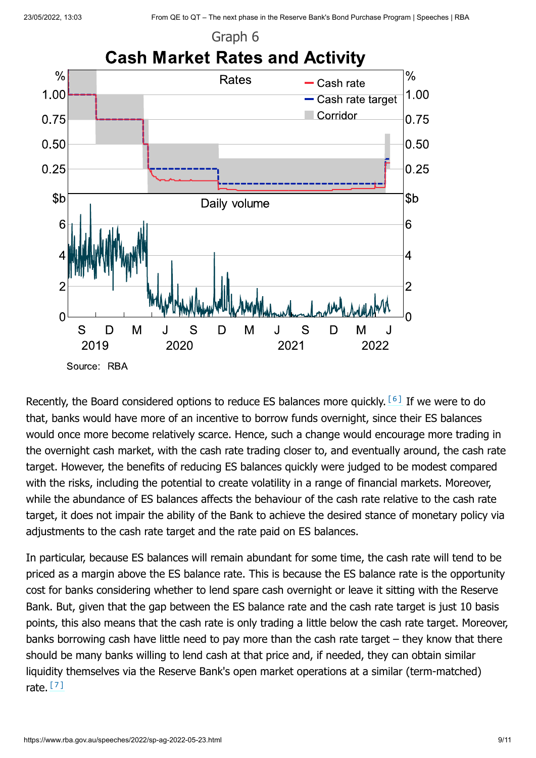Graph 6

**Cash Market Rates and Activity**

Source: RBA

Recently, the Board considered options to reduce ES balances more quickly.[6] If we were to do that, banks would have more of an incentive to borrow funds overnight, since their ES balances would once more become relatively scarce. Hence, such a change would encourage more trading in the overnight cash market, with the cash rate trading closer to, and eventually around, the cash rate target. However, the benefits of reducing ES balances quickly were judged to be modest compared with the risks, including the potential to create volatility in a range of financial markets. Moreover, while the abundance of ES balances affects the behaviour of the cash rate relative to the cash rate target, it does not impair the ability of the Bank to achieve the desired stance of monetary policy via adjustments to the cash rate target and the rate paid on ES balances.

In particular, because ES balances will remain abundant for some time, the cash rate will tend to be priced as a margin above the ES balance rate. This is because the ES balance rate is the opportunity cost for banks considering whether to lend spare cash overnight or leave it sitting with the Reserve Bank. But, given that the gap between the ES balance rate and the cash rate target is just 10 basis points, this also means that the cash rate is only trading a little below the cash rate target. Moreover, banks borrowing cash have little need to pay more than the cash rate target – they know that there should be many banks willing to lend cash at that price and, if needed, they can obtain similar liquidity themselves via the Reserve Bank's open market operations at a similar (term-matched) rate.[7]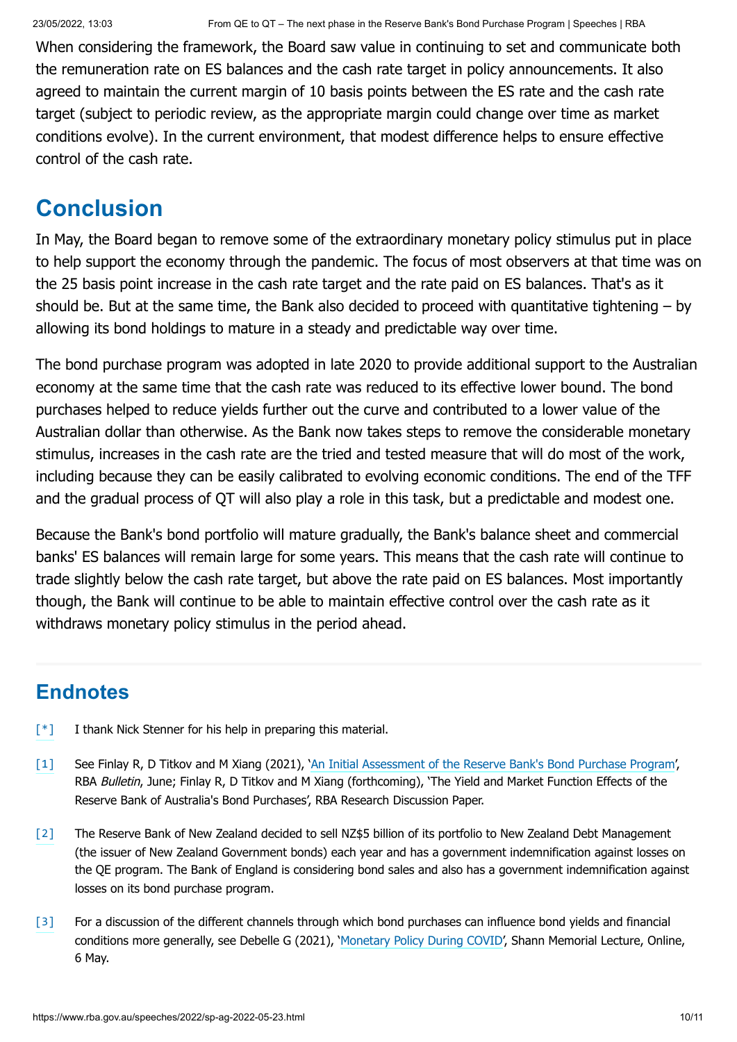When considering the framework, the Board saw value in continuing to set and communicate both the remuneration rate on ES balances and the cash rate target in policy announcements. It also agreed to maintain the current margin of 10 basis points between the ES rate and the cash rate target (subject to periodic review, as the appropriate margin could change over time as market conditions evolve). In the current environment, that modest difference helps to ensure effective control of the cash rate.

## Conclusion

In May, the Board began to remove some of the extraordinary monetary policy stimulus put in place to help support the economy through the pandemic. The focus of most observers at that time was on the 25 basis point increase in the cash rate target and the rate paid on ES balances. That's as it should be. But at the same time, the Bank also decided to proceed with quantitative tightening – by allowing its bond holdings to mature in a steady and predictable way over time.

The bond purchase program was adopted in late 2020 to provide additional support to the Australian economy at the same time that the cash rate was reduced to its effective lower bound. The bond purchases helped to reduce yields further out the curve and contributed to a lower value of the Australian dollar than otherwise. As the Bank now takes steps to remove the considerable monetary stimulus, increases in the cash rate are the tried and tested measure that will do most of the work, including because they can be easily calibrated to evolving economic conditions. The end of the TFF and the gradual process of QT will also play a role in this task, but a predictable and modest one.

Because the Bank's bond portfolio will mature gradually, the Bank's balance sheet and commercial banks' ES balances will remain large for some years. This means that the cash rate will continue to trade slightly below the cash rate target, but above the rate paid on ES balances. Most importantly though, the Bank will continue to be able to maintain effective control over the cash rate as it withdraws monetary policy stimulus in the period ahead.

## Endnotes

[*] I thank Nick Stenner for his help in preparing this material.

[1] See Finlay R, D Titkov and M Xiang (2021), 'An Initial Assessment of the Reserve Bank's Bond Purchase Program', RBA *Bulletin*, June; Finlay R, D Titkov and M Xiang (forthcoming), 'The Yield and Market Function Effects of the Reserve Bank of Australia's Bond Purchases', RBA Research Discussion Paper.

[2] The Reserve Bank of New Zealand decided to sell NZ$5 billion of its portfolio to New Zealand Debt Management (the issuer of New Zealand Government bonds) each year and has a government indemnification against losses on the QE program. The Bank of England is considering bond sales and also has a government indemnification against losses on its bond purchase program.

[3] For a discussion of the different channels through which bond purchases can influence bond yields and financial conditions more generally, see Debelle G (2021), 'Monetary Policy During COVID', Shann Memorial Lecture, Online, 6 May.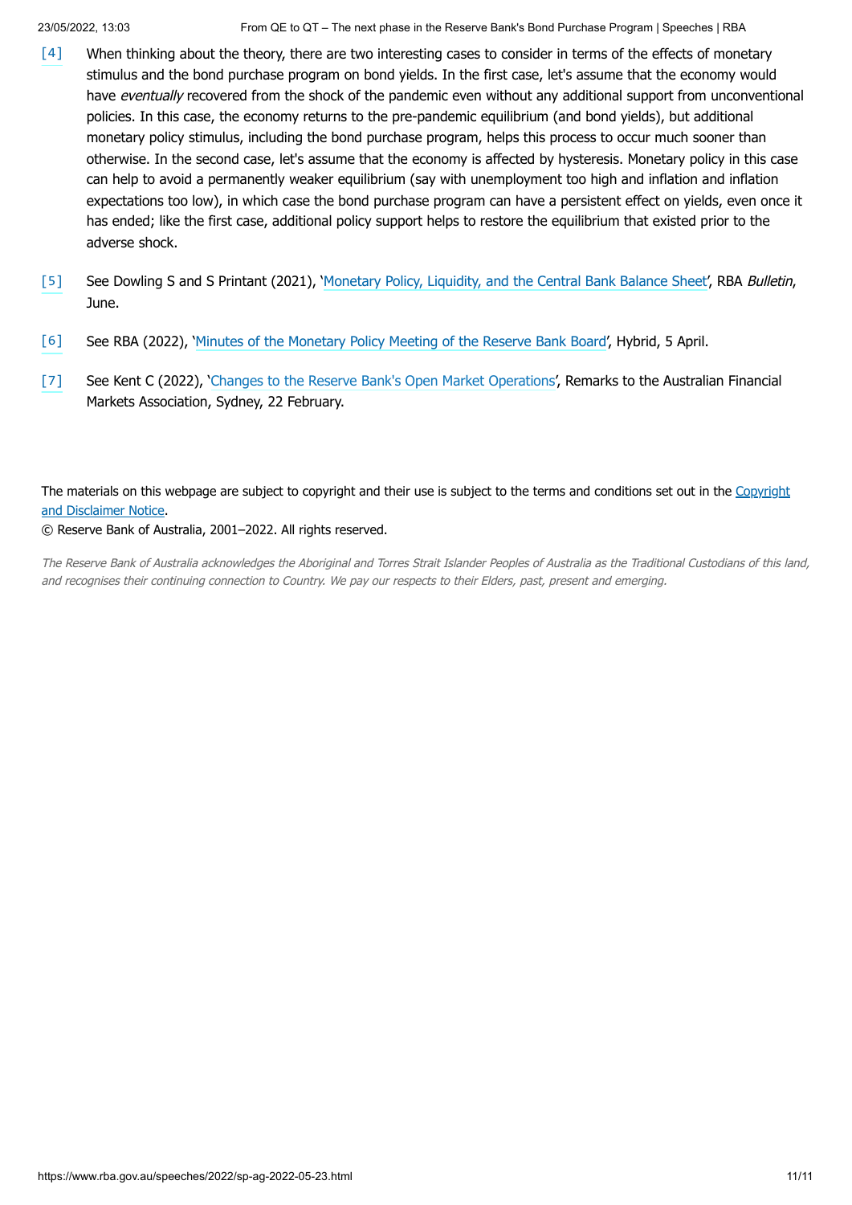[4] When thinking about the theory, there are two interesting cases to consider in terms of the effects of monetary stimulus and the bond purchase program on bond yields. In the first case, let's assume that the economy would have *eventually* recovered from the shock of the pandemic even without any additional support from unconventional policies. In this case, the economy returns to the pre-pandemic equilibrium (and bond yields), but additional monetary policy stimulus, including the bond purchase program, helps this process to occur much sooner than otherwise. In the second case, let's assume that the economy is affected by hysteresis. Monetary policy in this case can help to avoid a permanently weaker equilibrium (say with unemployment too high and inflation and inflation expectations too low), in which case the bond purchase program can have a persistent effect on yields, even once it has ended; like the first case, additional policy support helps to restore the equilibrium that existed prior to the adverse shock.

[5] See Dowling S and S Printant (2021), 'Monetary Policy, Liquidity, and the Central Bank Balance Sheet', RBA *Bulletin*, June.

[6] See RBA (2022), 'Minutes of the Monetary Policy Meeting of the Reserve Bank Board', Hybrid, 5 April.

[7] See Kent C (2022), 'Changes to the Reserve Bank's Open Market Operations', Remarks to the Australian Financial Markets Association, Sydney, 22 February.

The materials on this webpage are subject to copyright and their use is subject to the terms and conditions set out in the Copyright and Disclaimer Notice.

© Reserve Bank of Australia, 2001–2022. All rights reserved.

*The Reserve Bank of Australia acknowledges the Aboriginal and Torres Strait Islander Peoples of Australia as the Traditional Custodians of this land, and recognises their continuing connection to Country. We pay our respects to their Elders, past, present and emerging.*